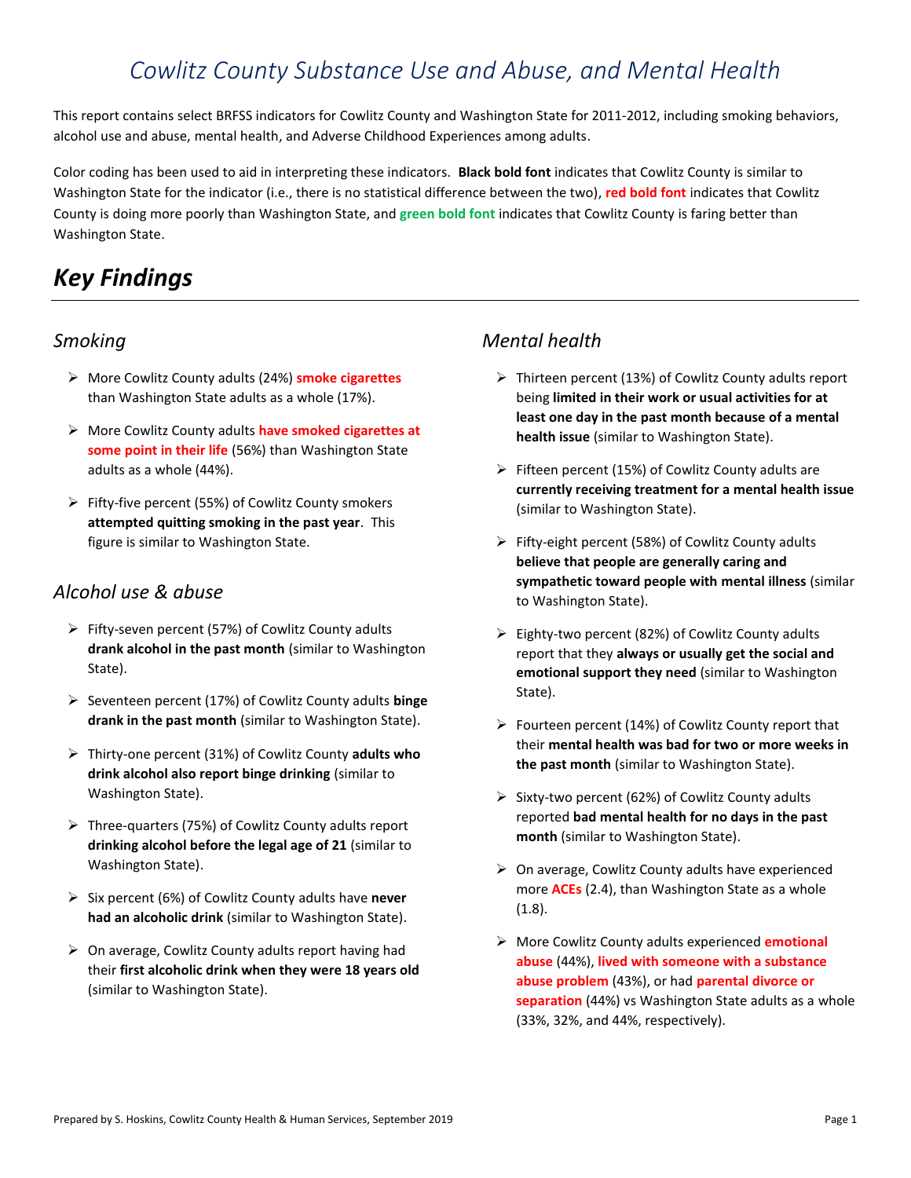# *Cowlitz County Substance Use and Abuse, and Mental Health*

This report contains select BRFSS indicators for Cowlitz County and Washington State for 2011-2012, including smoking behaviors, alcohol use and abuse, mental health, and Adverse Childhood Experiences among adults.

Color coding has been used to aid in interpreting these indicators. **Black bold font** indicates that Cowlitz County is similar to Washington State for the indicator (i.e., there is no statistical difference between the two), **red bold font** indicates that Cowlitz County is doing more poorly than Washington State, and **green bold font** indicates that Cowlitz County is faring better than Washington State.

## *Key Findings*

### *Smoking*

- More Cowlitz County adults (24%) **smoke cigarettes** than Washington State adults as a whole (17%).
- More Cowlitz County adults **have smoked cigarettes at some point in their life** (56%) than Washington State adults as a whole (44%).
- Fifty-five percent (55%) of Cowlitz County smokers **attempted quitting smoking in the past year**. This figure is similar to Washington State.

### *Alcohol use & abuse*

- Fifty-seven percent (57%) of Cowlitz County adults **drank alcohol in the past month** (similar to Washington State).
- Seventeen percent (17%) of Cowlitz County adults **binge drank in the past month** (similar to Washington State).
- Thirty-one percent (31%) of Cowlitz County **adults who drink alcohol also report binge drinking** (similar to Washington State).
- Three-quarters (75%) of Cowlitz County adults report **drinking alcohol before the legal age of 21** (similar to Washington State).
- Six percent (6%) of Cowlitz County adults have **never had an alcoholic drink** (similar to Washington State).
- On average, Cowlitz County adults report having had their **first alcoholic drink when they were 18 years old** (similar to Washington State).

### *Mental health*

- Thirteen percent (13%) of Cowlitz County adults report being **limited in their work or usual activities for at least one day in the past month because of a mental health issue** (similar to Washington State).
- Fifteen percent (15%) of Cowlitz County adults are **currently receiving treatment for a mental health issue** (similar to Washington State).
- Fifty-eight percent (58%) of Cowlitz County adults **believe that people are generally caring and sympathetic toward people with mental illness** (similar to Washington State).
- Eighty-two percent (82%) of Cowlitz County adults report that they **always or usually get the social and emotional support they need** (similar to Washington State).
- Fourteen percent (14%) of Cowlitz County report that their **mental health was bad for two or more weeks in the past month** (similar to Washington State).
- Sixty-two percent (62%) of Cowlitz County adults reported **bad mental health for no days in the past month** (similar to Washington State).
- On average, Cowlitz County adults have experienced more **ACEs** (2.4), than Washington State as a whole (1.8).
- More Cowlitz County adults experienced **emotional abuse** (44%), **lived with someone with a substance abuse problem** (43%), or had **parental divorce or separation** (44%) vs Washington State adults as a whole (33%, 32%, and 44%, respectively).

Prepared by S. Hoskins, Cowlitz County Health & Human Services, September 2019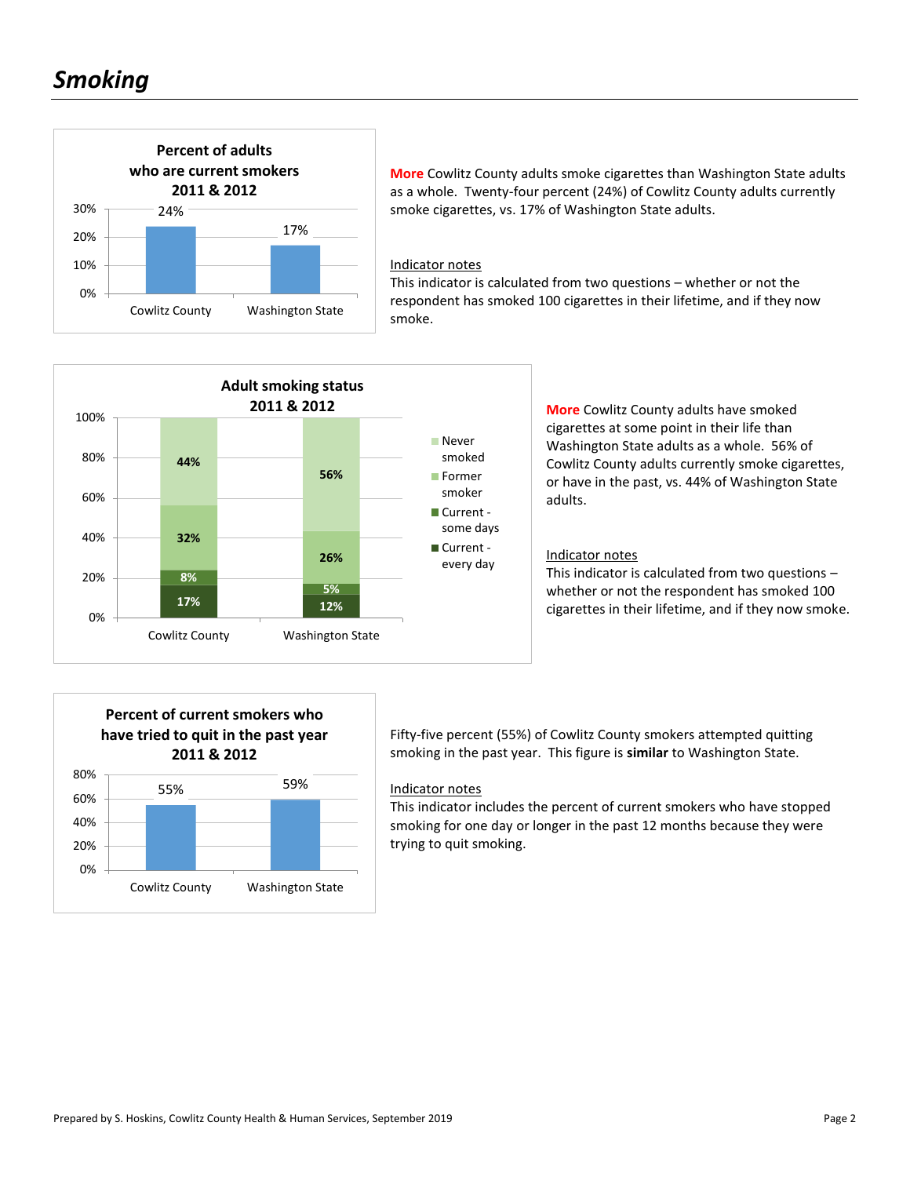# *Smoking*

**Percent of adults who are current smokers 2011 & 2012**

| | Cowlitz County | Washington State |
|---|---|---|
| Current smokers | 24% | 17% |

**More** Cowlitz County adults smoke cigarettes than Washington State adults as a whole. Twenty-four percent (24%) of Cowlitz County adults currently smoke cigarettes, vs. 17% of Washington State adults.

Indicator notes
This indicator is calculated from two questions – whether or not the respondent has smoked 100 cigarettes in their lifetime, and if they now smoke.

**Adult smoking status 2011 & 2012**

| | Cowlitz County | Washington State |
|---|---|---|
| Never smoked | 44% | 56% |
| Former smoker | 32% | 26% |
| Current - some days | 8% | 5% |
| Current - every day | 17% | 12% |

**More** Cowlitz County adults have smoked cigarettes at some point in their life than Washington State adults as a whole. 56% of Cowlitz County adults currently smoke cigarettes, or have in the past, vs. 44% of Washington State adults.

Indicator notes
This indicator is calculated from two questions – whether or not the respondent has smoked 100 cigarettes in their lifetime, and if they now smoke.

**Percent of current smokers who have tried to quit in the past year 2011 & 2012**

| | Cowlitz County | Washington State |
|---|---|---|
| Tried to quit | 55% | 59% |

Fifty-five percent (55%) of Cowlitz County smokers attempted quitting smoking in the past year. This figure is **similar** to Washington State.

Indicator notes
This indicator includes the percent of current smokers who have stopped smoking for one day or longer in the past 12 months because they were trying to quit smoking.

Prepared by S. Hoskins, Cowlitz County Health & Human Services, September 2019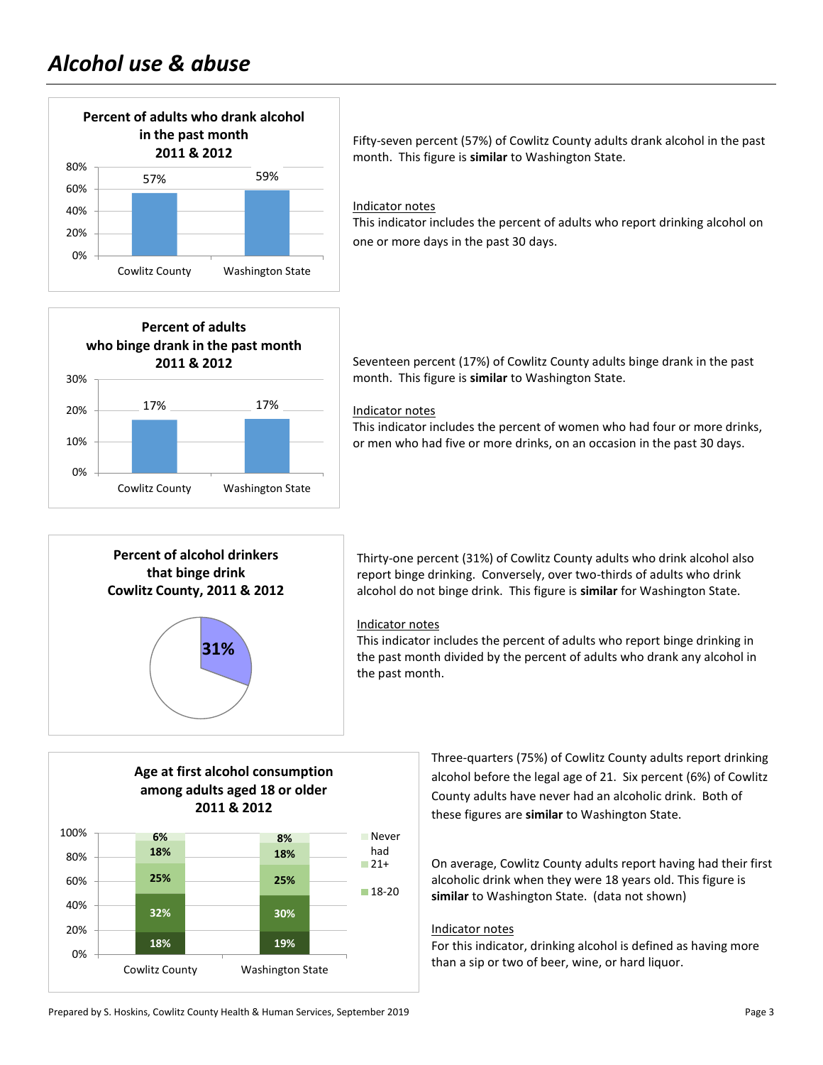# *Alcohol use & abuse*

**Percent of adults who drank alcohol in the past month 2011 & 2012**

| | Cowlitz County | Washington State |
|---|---|---|
| Percent | 57% | 59% |

Fifty-seven percent (57%) of Cowlitz County adults drank alcohol in the past month. This figure is **similar** to Washington State.

Indicator notes
This indicator includes the percent of adults who report drinking alcohol on one or more days in the past 30 days.

**Percent of adults who binge drank in the past month 2011 & 2012**

| | Cowlitz County | Washington State |
|---|---|---|
| Percent | 17% | 17% |

Seventeen percent (17%) of Cowlitz County adults binge drank in the past month. This figure is **similar** to Washington State.

Indicator notes
This indicator includes the percent of women who had four or more drinks, or men who had five or more drinks, on an occasion in the past 30 days.

**Percent of alcohol drinkers that binge drink Cowlitz County, 2011 & 2012**

31%

Thirty-one percent (31%) of Cowlitz County adults who drink alcohol also report binge drinking. Conversely, over two-thirds of adults who drink alcohol do not binge drink. This figure is **similar** for Washington State.

Indicator notes
This indicator includes the percent of adults who report binge drinking in the past month divided by the percent of adults who drank any alcohol in the past month.

**Age at first alcohol consumption among adults aged 18 or older 2011 & 2012**

| | Cowlitz County | Washington State |
|---|---|---|
| Never had | 6% | 8% |
| 21+ | 18% | 18% |
| 18-20 | 25% | 25% |
| | 32% | 30% |
| | 18% | 19% |

Three-quarters (75%) of Cowlitz County adults report drinking alcohol before the legal age of 21. Six percent (6%) of Cowlitz County adults have never had an alcoholic drink. Both of these figures are **similar** to Washington State.

On average, Cowlitz County adults report having had their first alcoholic drink when they were 18 years old. This figure is **similar** to Washington State. (data not shown)

Indicator notes
For this indicator, drinking alcohol is defined as having more than a sip or two of beer, wine, or hard liquor.

Prepared by S. Hoskins, Cowlitz County Health & Human Services, September 2019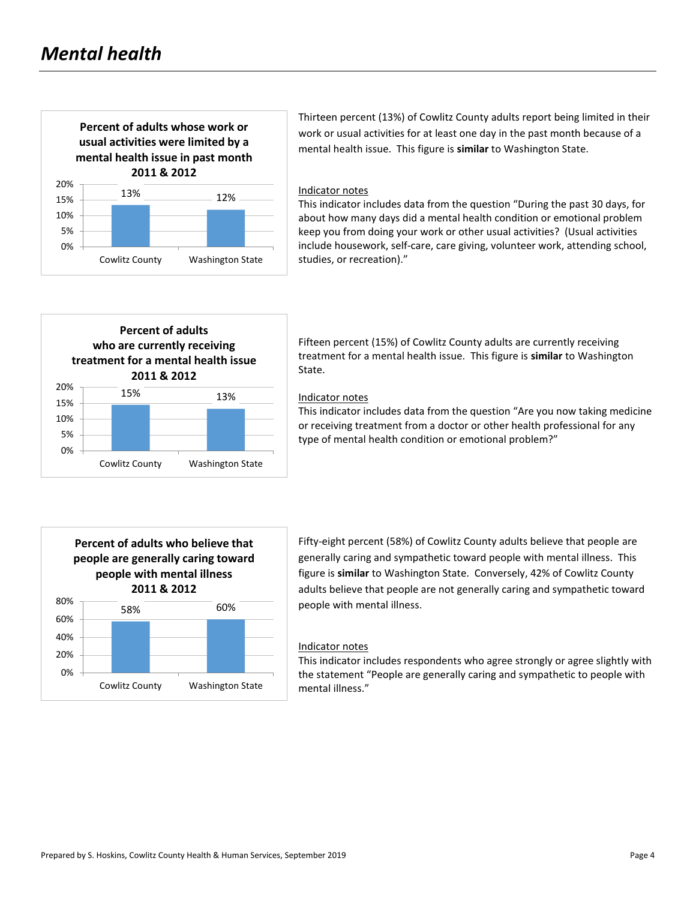# *Mental health*

**Percent of adults whose work or usual activities were limited by a mental health issue in past month 2011 & 2012**

| | Cowlitz County | Washington State |
|---|---|---|
| Percent | 13% | 12% |

Thirteen percent (13%) of Cowlitz County adults report being limited in their work or usual activities for at least one day in the past month because of a mental health issue. This figure is **similar** to Washington State.

Indicator notes

This indicator includes data from the question "During the past 30 days, for about how many days did a mental health condition or emotional problem keep you from doing your work or other usual activities? (Usual activities include housework, self-care, care giving, volunteer work, attending school, studies, or recreation)."

**Percent of adults who are currently receiving treatment for a mental health issue 2011 & 2012**

| | Cowlitz County | Washington State |
|---|---|---|
| Percent | 15% | 13% |

Fifteen percent (15%) of Cowlitz County adults are currently receiving treatment for a mental health issue. This figure is **similar** to Washington State.

Indicator notes

This indicator includes data from the question "Are you now taking medicine or receiving treatment from a doctor or other health professional for any type of mental health condition or emotional problem?"

**Percent of adults who believe that people are generally caring toward people with mental illness 2011 & 2012**

| | Cowlitz County | Washington State |
|---|---|---|
| Percent | 58% | 60% |

Fifty-eight percent (58%) of Cowlitz County adults believe that people are generally caring and sympathetic toward people with mental illness. This figure is **similar** to Washington State. Conversely, 42% of Cowlitz County adults believe that people are not generally caring and sympathetic toward people with mental illness.

Indicator notes

This indicator includes respondents who agree strongly or agree slightly with the statement "People are generally caring and sympathetic to people with mental illness."

Prepared by S. Hoskins, Cowlitz County Health & Human Services, September 2019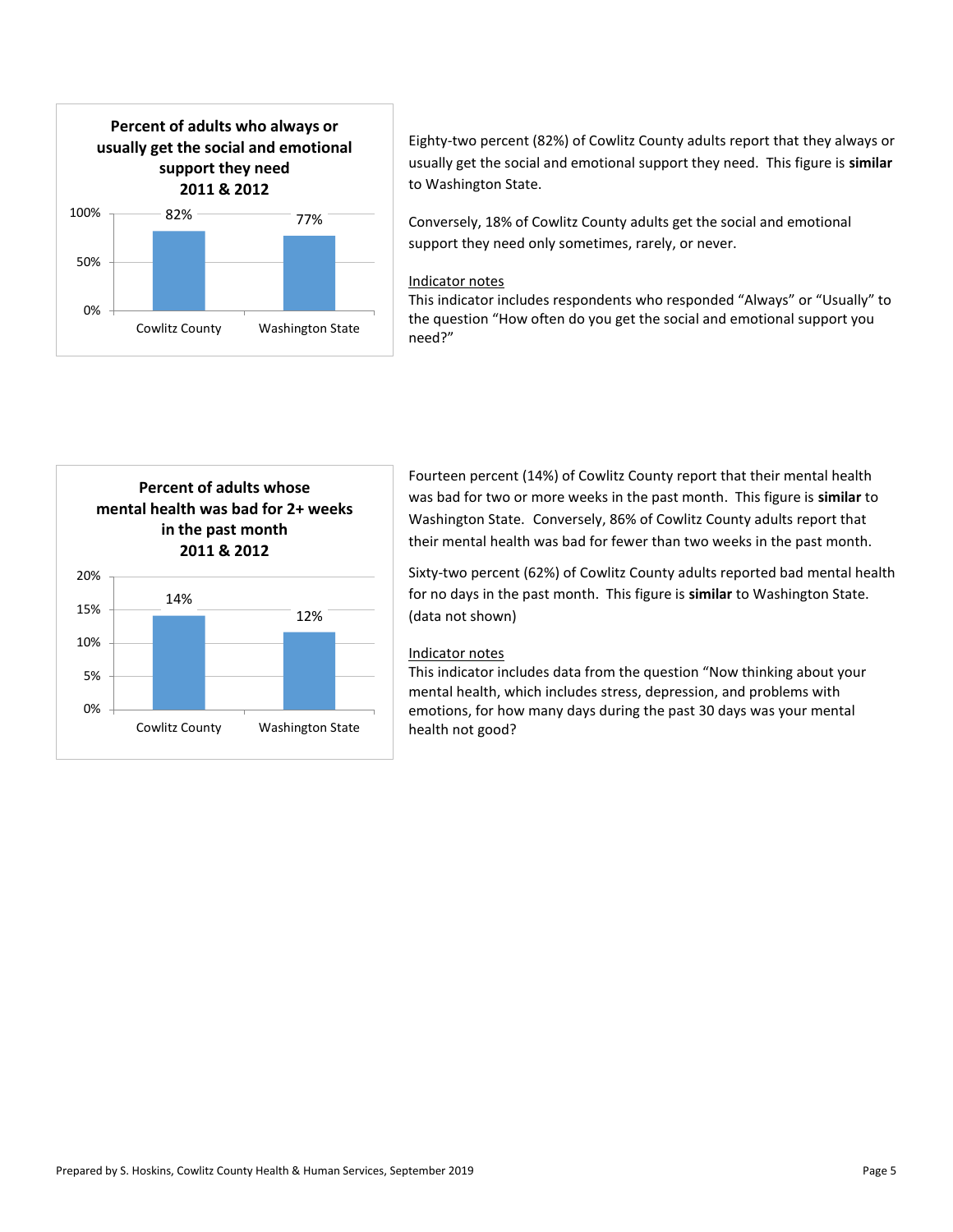**Percent of adults who always or usually get the social and emotional support they need 2011 & 2012**

| | Percent |
|---|---|
| Cowlitz County | 82% |
| Washington State | 77% |

Eighty-two percent (82%) of Cowlitz County adults report that they always or usually get the social and emotional support they need. This figure is **similar** to Washington State.

Conversely, 18% of Cowlitz County adults get the social and emotional support they need only sometimes, rarely, or never.

Indicator notes

This indicator includes respondents who responded "Always" or "Usually" to the question "How often do you get the social and emotional support you need?"

**Percent of adults whose mental health was bad for 2+ weeks in the past month 2011 & 2012**

| | Percent |
|---|---|
| Cowlitz County | 14% |
| Washington State | 12% |

Fourteen percent (14%) of Cowlitz County report that their mental health was bad for two or more weeks in the past month. This figure is **similar** to Washington State. Conversely, 86% of Cowlitz County adults report that their mental health was bad for fewer than two weeks in the past month.

Sixty-two percent (62%) of Cowlitz County adults reported bad mental health for no days in the past month. This figure is **similar** to Washington State. (data not shown)

Indicator notes

This indicator includes data from the question "Now thinking about your mental health, which includes stress, depression, and problems with emotions, for how many days during the past 30 days was your mental health not good?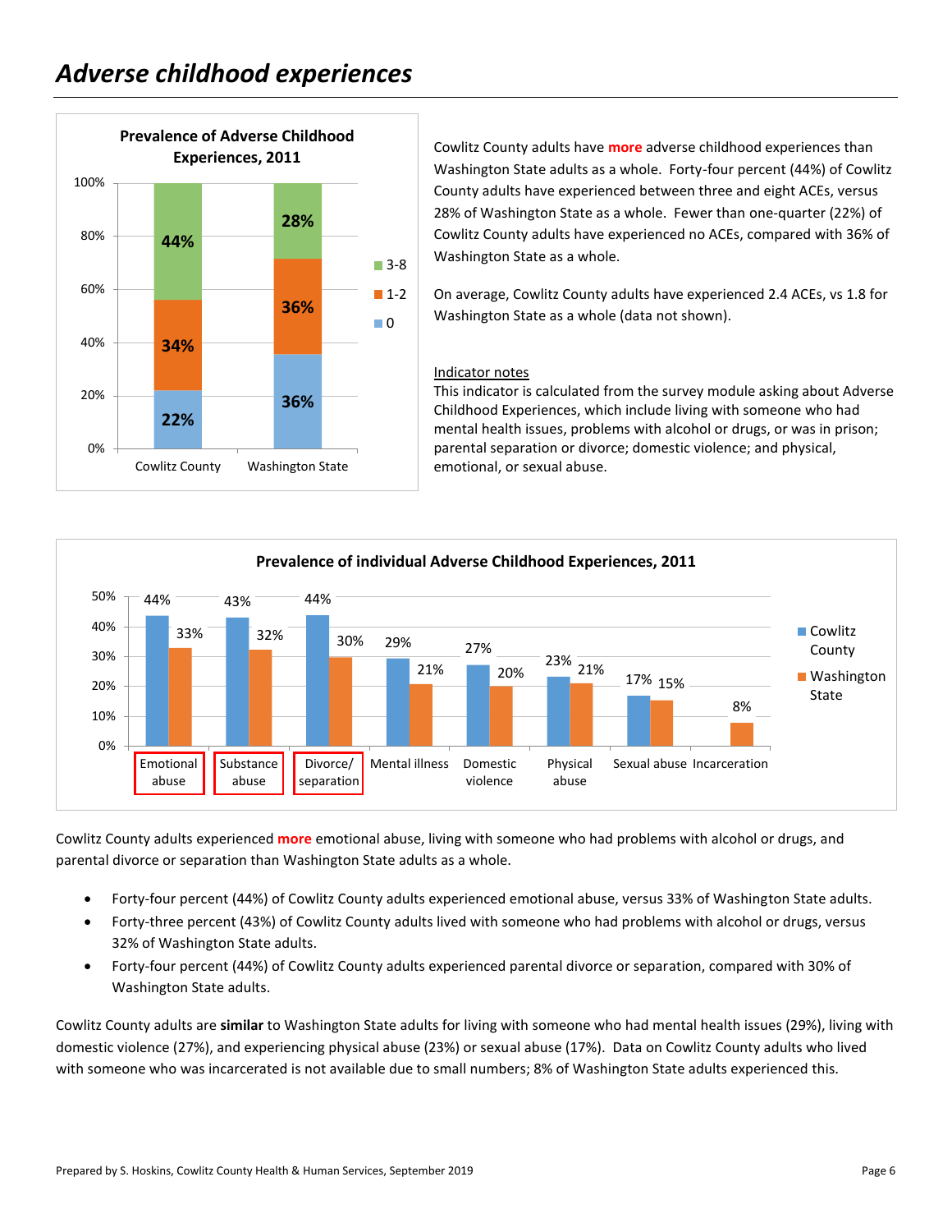# *Adverse childhood experiences*

**Prevalence of Adverse Childhood Experiences, 2011**

| | Cowlitz County | Washington State |
|---|---|---|
| 3-8 | 44% | 28% |
| 1-2 | 34% | 36% |
| 0 | 22% | 36% |

Cowlitz County adults have **more** adverse childhood experiences than Washington State adults as a whole. Forty-four percent (44%) of Cowlitz County adults have experienced between three and eight ACEs, versus 28% of Washington State as a whole. Fewer than one-quarter (22%) of Cowlitz County adults have experienced no ACEs, compared with 36% of Washington State as a whole.

On average, Cowlitz County adults have experienced 2.4 ACEs, vs 1.8 for Washington State as a whole (data not shown).

Indicator notes

This indicator is calculated from the survey module asking about Adverse Childhood Experiences, which include living with someone who had mental health issues, problems with alcohol or drugs, or was in prison; parental separation or divorce; domestic violence; and physical, emotional, or sexual abuse.

**Prevalence of individual Adverse Childhood Experiences, 2011**

| | Emotional abuse | Substance abuse | Divorce/ separation | Mental illness | Domestic violence | Physical abuse | Sexual abuse | Incarceration |
|---|---|---|---|---|---|---|---|---|
| Cowlitz County | 44% | 43% | 44% | 29% | 27% | 23% | 17% | |
| Washington State | 33% | 32% | 30% | 21% | 20% | 21% | 15% | 8% |

Cowlitz County adults experienced **more** emotional abuse, living with someone who had problems with alcohol or drugs, and parental divorce or separation than Washington State adults as a whole.

- Forty-four percent (44%) of Cowlitz County adults experienced emotional abuse, versus 33% of Washington State adults.
- Forty-three percent (43%) of Cowlitz County adults lived with someone who had problems with alcohol or drugs, versus 32% of Washington State adults.
- Forty-four percent (44%) of Cowlitz County adults experienced parental divorce or separation, compared with 30% of Washington State adults.

Cowlitz County adults are **similar** to Washington State adults for living with someone who had mental health issues (29%), living with domestic violence (27%), and experiencing physical abuse (23%) or sexual abuse (17%). Data on Cowlitz County adults who lived with someone who was incarcerated is not available due to small numbers; 8% of Washington State adults experienced this.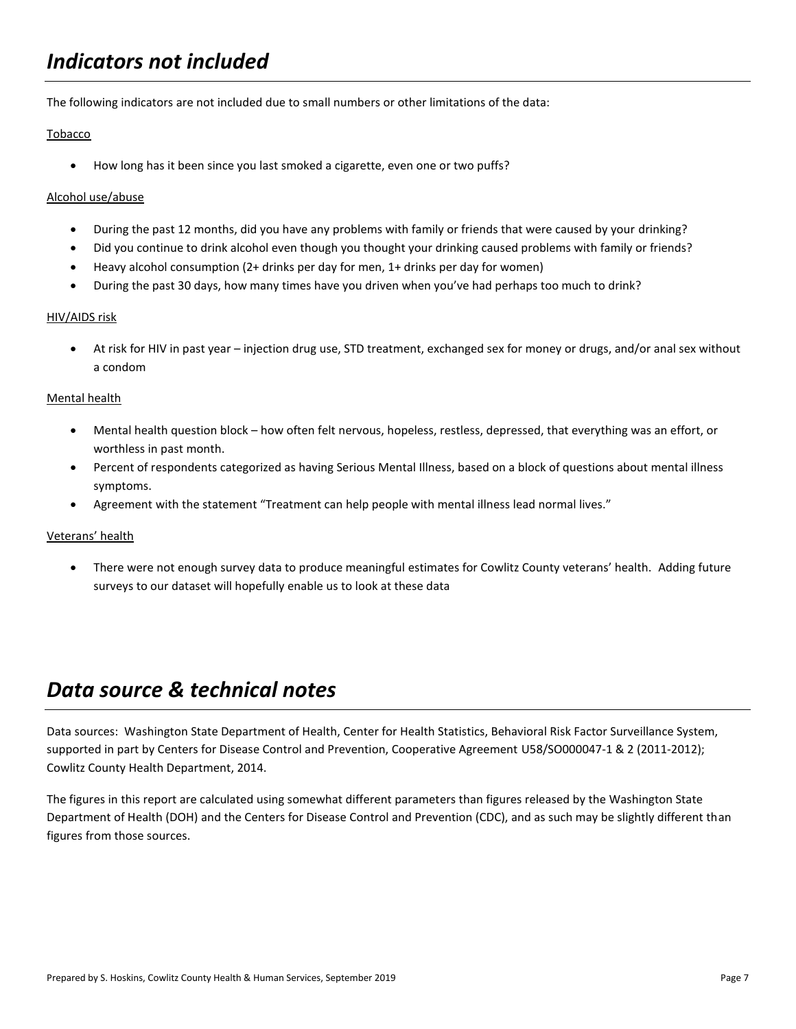# *Indicators not included*

The following indicators are not included due to small numbers or other limitations of the data:

Tobacco

- How long has it been since you last smoked a cigarette, even one or two puffs?

Alcohol use/abuse

- During the past 12 months, did you have any problems with family or friends that were caused by your drinking?
- Did you continue to drink alcohol even though you thought your drinking caused problems with family or friends?
- Heavy alcohol consumption (2+ drinks per day for men, 1+ drinks per day for women)
- During the past 30 days, how many times have you driven when you've had perhaps too much to drink?

HIV/AIDS risk

- At risk for HIV in past year – injection drug use, STD treatment, exchanged sex for money or drugs, and/or anal sex without a condom

Mental health

- Mental health question block – how often felt nervous, hopeless, restless, depressed, that everything was an effort, or worthless in past month.
- Percent of respondents categorized as having Serious Mental Illness, based on a block of questions about mental illness symptoms.
- Agreement with the statement "Treatment can help people with mental illness lead normal lives."

Veterans' health

- There were not enough survey data to produce meaningful estimates for Cowlitz County veterans' health. Adding future surveys to our dataset will hopefully enable us to look at these data

# *Data source & technical notes*

Data sources: Washington State Department of Health, Center for Health Statistics, Behavioral Risk Factor Surveillance System, supported in part by Centers for Disease Control and Prevention, Cooperative Agreement U58/SO000047-1 & 2 (2011-2012); Cowlitz County Health Department, 2014.

The figures in this report are calculated using somewhat different parameters than figures released by the Washington State Department of Health (DOH) and the Centers for Disease Control and Prevention (CDC), and as such may be slightly different than figures from those sources.

Prepared by S. Hoskins, Cowlitz County Health & Human Services, September 2019